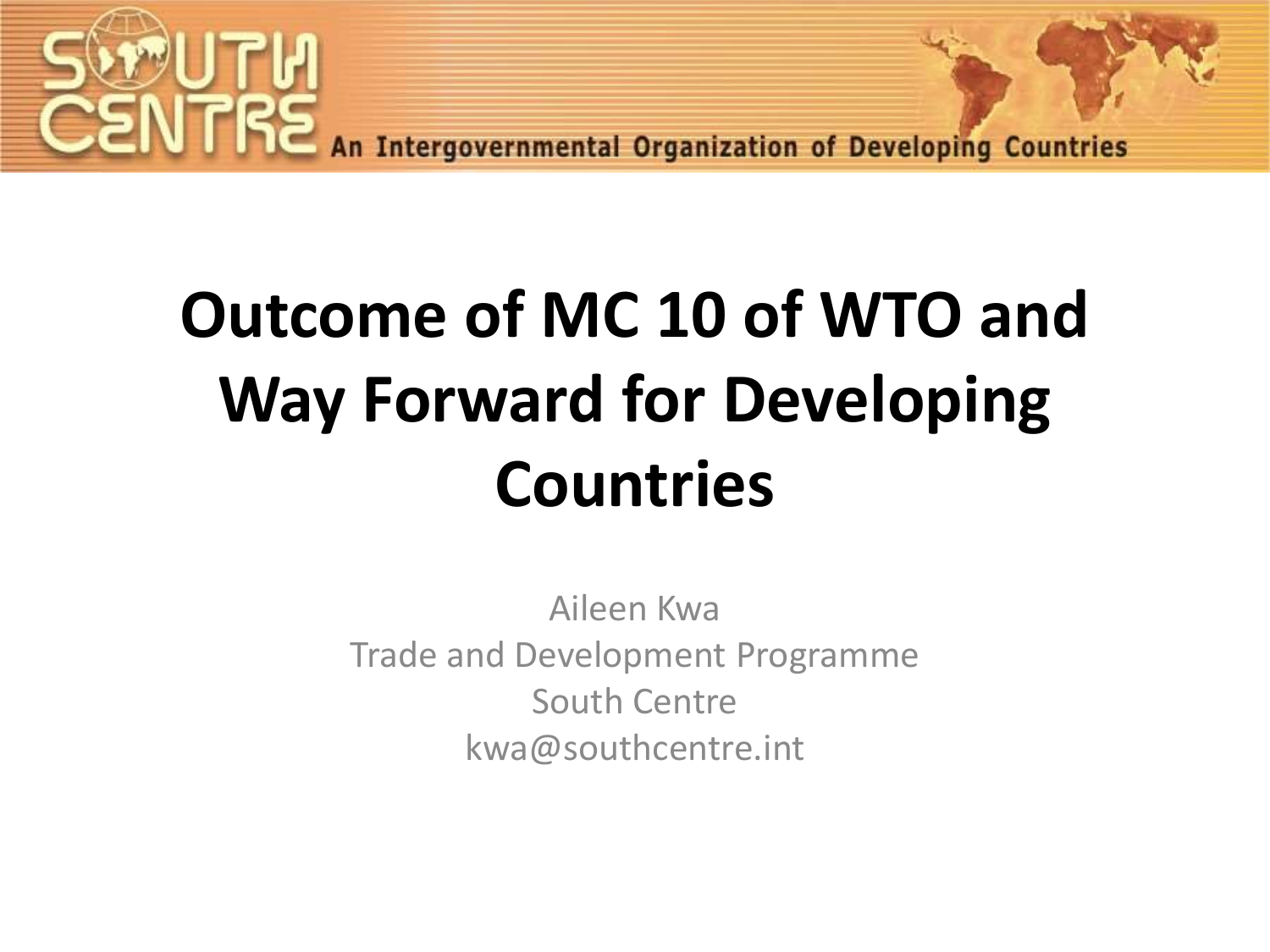SOUTH CENTRE An Intergovernmental Organization of Developing Countries

# Outcome of MC 10 of WTO and Way Forward for Developing Countries

Aileen Kwa
Trade and Development Programme
South Centre
kwa@southcentre.int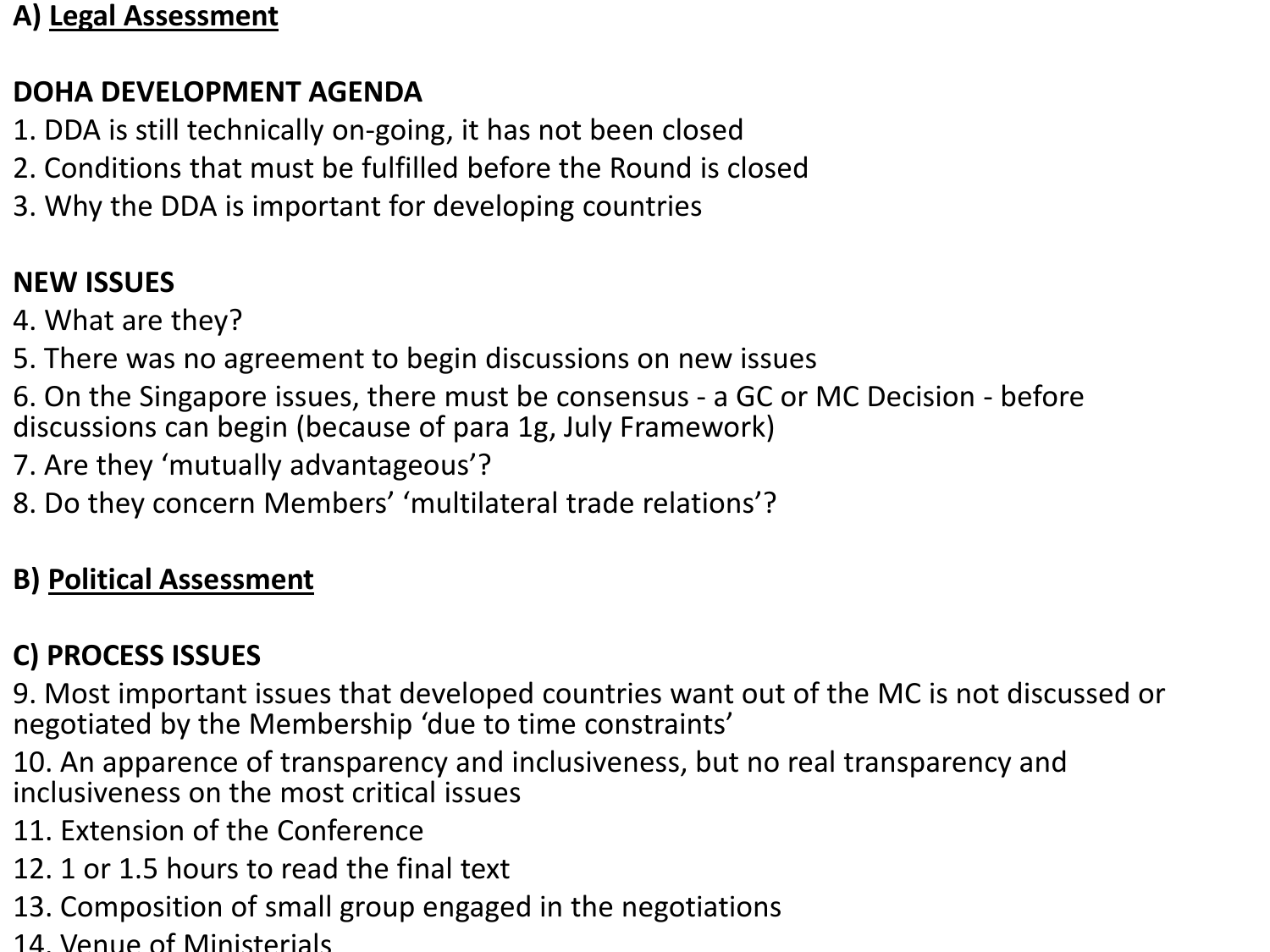## A) <u>Legal Assessment</u>

### DOHA DEVELOPMENT AGENDA

1. DDA is still technically on-going, it has not been closed
2. Conditions that must be fulfilled before the Round is closed
3. Why the DDA is important for developing countries

### NEW ISSUES

4. What are they?
5. There was no agreement to begin discussions on new issues
6. On the Singapore issues, there must be consensus - a GC or MC Decision - before discussions can begin (because of para 1g, July Framework)
7. Are they 'mutually advantageous'?
8. Do they concern Members' 'multilateral trade relations'?

## B) <u>Political Assessment</u>

## C) PROCESS ISSUES

9. Most important issues that developed countries want out of the MC is not discussed or negotiated by the Membership 'due to time constraints'
10. An apparence of transparency and inclusiveness, but no real transparency and inclusiveness on the most critical issues
11. Extension of the Conference
12. 1 or 1.5 hours to read the final text
13. Composition of small group engaged in the negotiations
14. Venue of Ministerials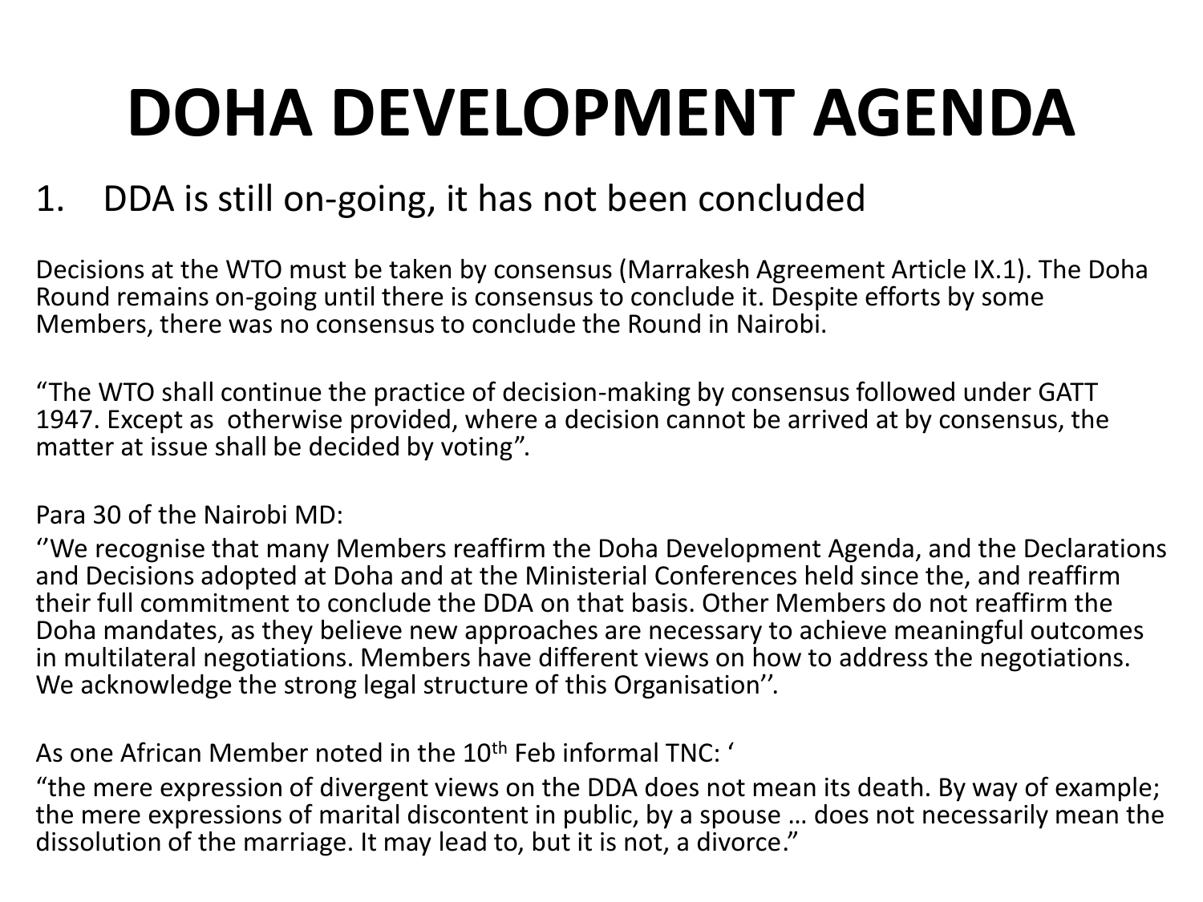# DOHA DEVELOPMENT AGENDA

1. DDA is still on-going, it has not been concluded

Decisions at the WTO must be taken by consensus (Marrakesh Agreement Article IX.1). The Doha Round remains on-going until there is consensus to conclude it. Despite efforts by some Members, there was no consensus to conclude the Round in Nairobi.

"The WTO shall continue the practice of decision-making by consensus followed under GATT 1947. Except as otherwise provided, where a decision cannot be arrived at by consensus, the matter at issue shall be decided by voting".

Para 30 of the Nairobi MD:

''We recognise that many Members reaffirm the Doha Development Agenda, and the Declarations and Decisions adopted at Doha and at the Ministerial Conferences held since the, and reaffirm their full commitment to conclude the DDA on that basis. Other Members do not reaffirm the Doha mandates, as they believe new approaches are necessary to achieve meaningful outcomes in multilateral negotiations. Members have different views on how to address the negotiations. We acknowledge the strong legal structure of this Organisation''.

As one African Member noted in the 10th Feb informal TNC: '

"the mere expression of divergent views on the DDA does not mean its death. By way of example; the mere expressions of marital discontent in public, by a spouse … does not necessarily mean the dissolution of the marriage. It may lead to, but it is not, a divorce."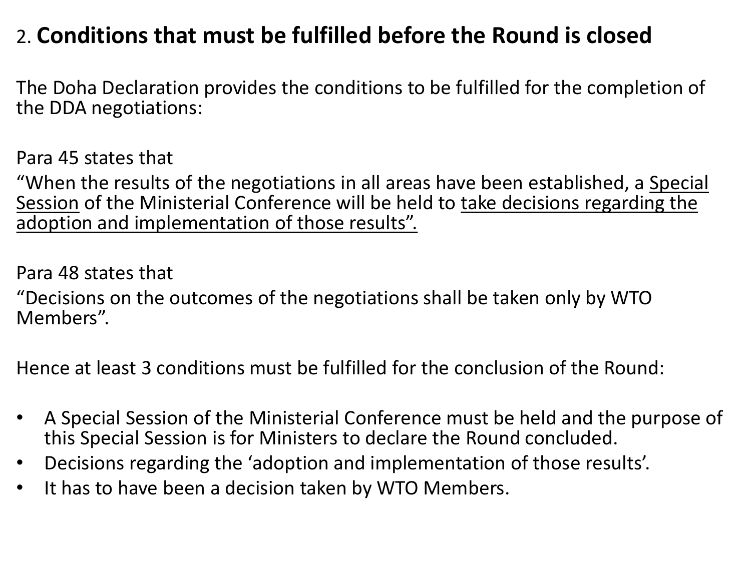## 2. **Conditions that must be fulfilled before the Round is closed**

The Doha Declaration provides the conditions to be fulfilled for the completion of the DDA negotiations:

Para 45 states that

"When the results of the negotiations in all areas have been established, a Special Session of the Ministerial Conference will be held to take decisions regarding the adoption and implementation of those results".

Para 48 states that

"Decisions on the outcomes of the negotiations shall be taken only by WTO Members".

Hence at least 3 conditions must be fulfilled for the conclusion of the Round:

- A Special Session of the Ministerial Conference must be held and the purpose of this Special Session is for Ministers to declare the Round concluded.
- Decisions regarding the 'adoption and implementation of those results'.
- It has to have been a decision taken by WTO Members.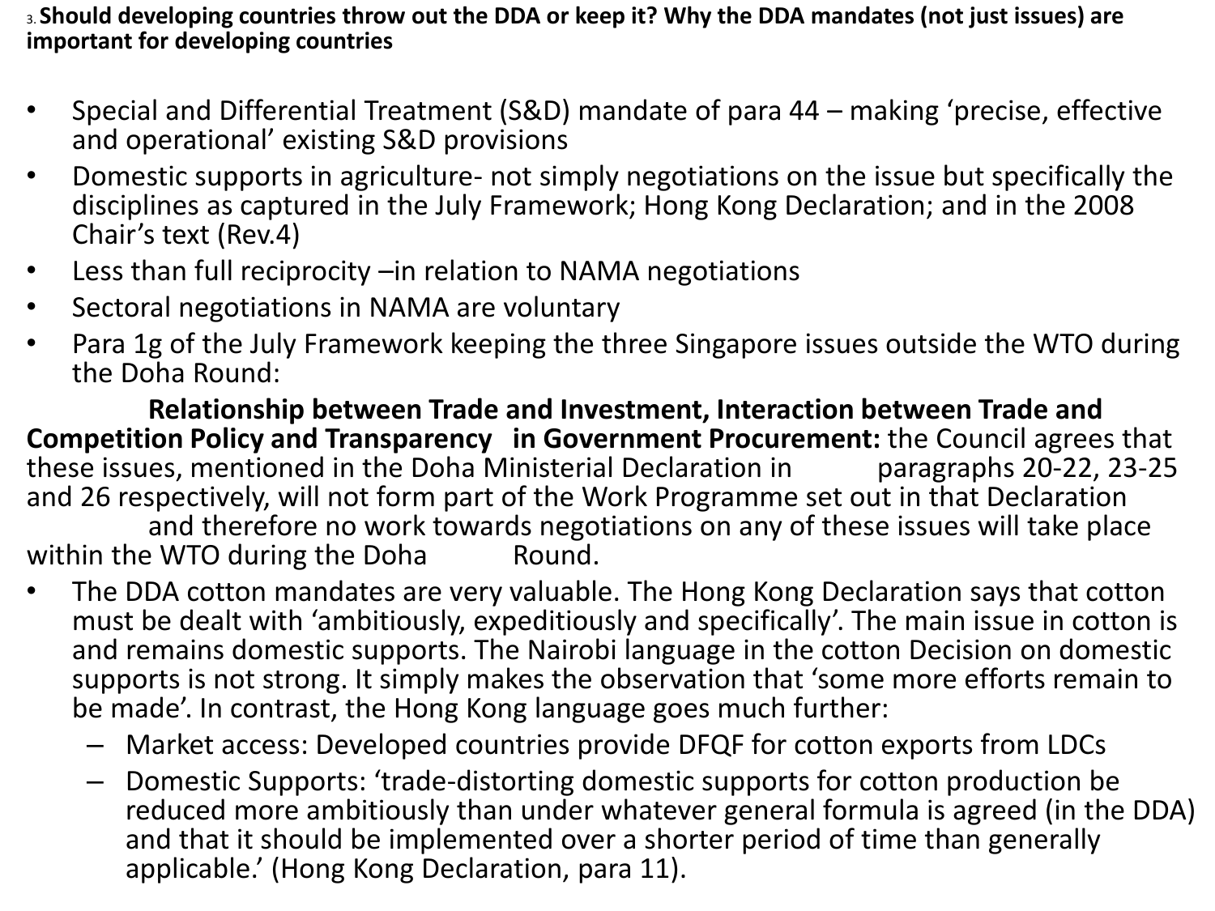### 3. Should developing countries throw out the DDA or keep it? Why the DDA mandates (not just issues) are important for developing countries

- Special and Differential Treatment (S&D) mandate of para 44 – making 'precise, effective and operational' existing S&D provisions
- Domestic supports in agriculture- not simply negotiations on the issue but specifically the disciplines as captured in the July Framework; Hong Kong Declaration; and in the 2008 Chair's text (Rev.4)
- Less than full reciprocity –in relation to NAMA negotiations
- Sectoral negotiations in NAMA are voluntary
- Para 1g of the July Framework keeping the three Singapore issues outside the WTO during the Doha Round:

  **Relationship between Trade and Investment, Interaction between Trade and Competition Policy and Transparency in Government Procurement:** the Council agrees that these issues, mentioned in the Doha Ministerial Declaration in paragraphs 20-22, 23-25 and 26 respectively, will not form part of the Work Programme set out in that Declaration and therefore no work towards negotiations on any of these issues will take place within the WTO during the Doha Round.

- The DDA cotton mandates are very valuable. The Hong Kong Declaration says that cotton must be dealt with 'ambitiously, expeditiously and specifically'. The main issue in cotton is and remains domestic supports. The Nairobi language in the cotton Decision on domestic supports is not strong. It simply makes the observation that 'some more efforts remain to be made'. In contrast, the Hong Kong language goes much further:
  - Market access: Developed countries provide DFQF for cotton exports from LDCs
  - Domestic Supports: 'trade-distorting domestic supports for cotton production be reduced more ambitiously than under whatever general formula is agreed (in the DDA) and that it should be implemented over a shorter period of time than generally applicable.' (Hong Kong Declaration, para 11).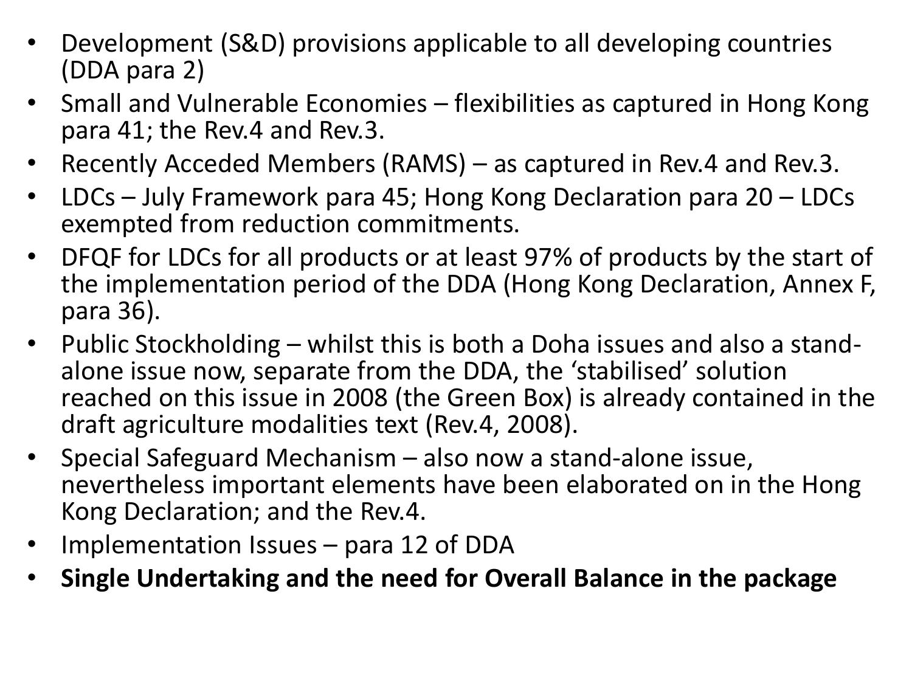- Development (S&D) provisions applicable to all developing countries (DDA para 2)
- Small and Vulnerable Economies – flexibilities as captured in Hong Kong para 41; the Rev.4 and Rev.3.
- Recently Acceded Members (RAMS) – as captured in Rev.4 and Rev.3.
- LDCs – July Framework para 45; Hong Kong Declaration para 20 – LDCs exempted from reduction commitments.
- DFQF for LDCs for all products or at least 97% of products by the start of the implementation period of the DDA (Hong Kong Declaration, Annex F, para 36).
- Public Stockholding – whilst this is both a Doha issues and also a stand-alone issue now, separate from the DDA, the 'stabilised' solution reached on this issue in 2008 (the Green Box) is already contained in the draft agriculture modalities text (Rev.4, 2008).
- Special Safeguard Mechanism – also now a stand-alone issue, nevertheless important elements have been elaborated on in the Hong Kong Declaration; and the Rev.4.
- Implementation Issues – para 12 of DDA
- **Single Undertaking and the need for Overall Balance in the package**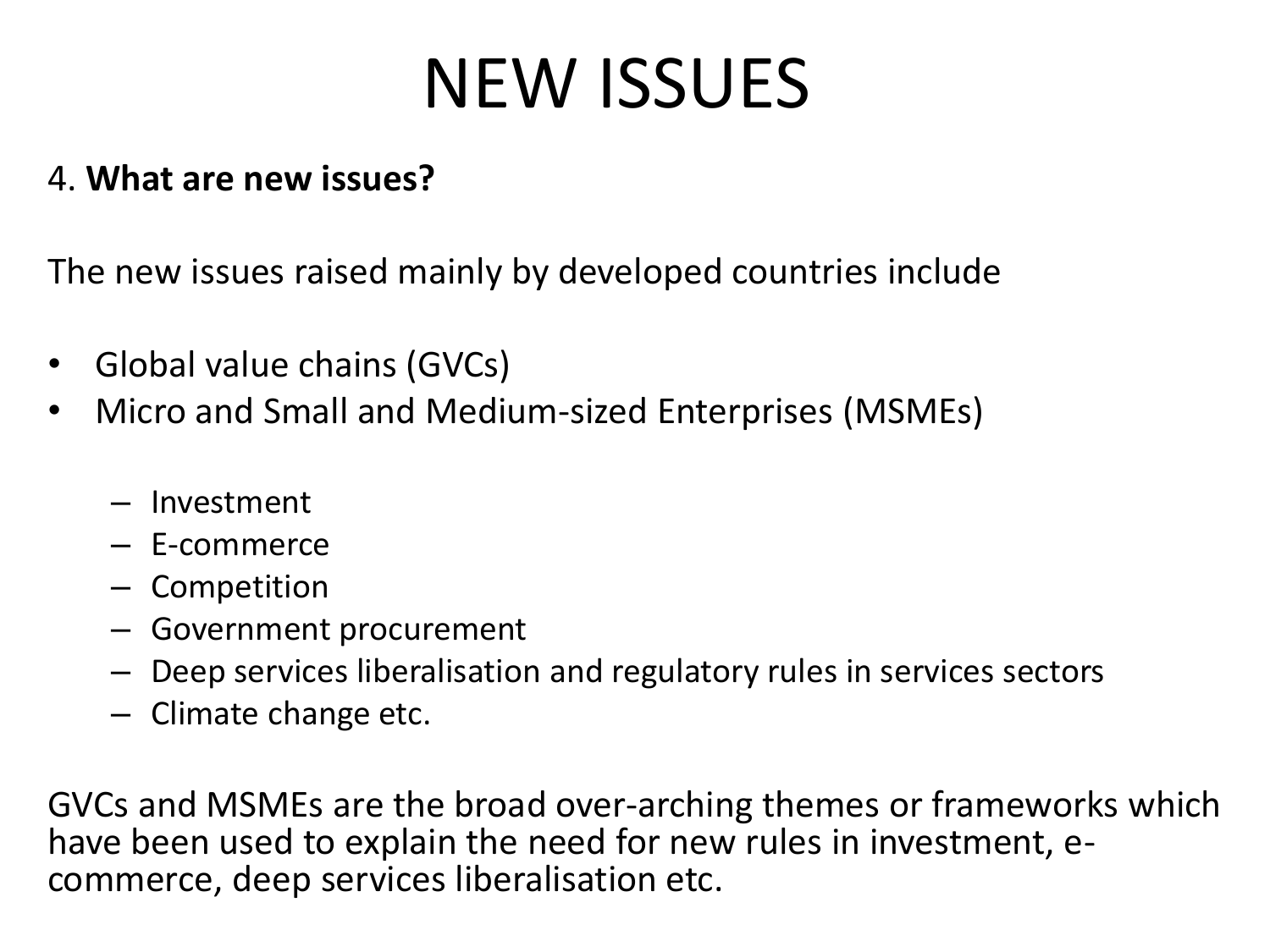# NEW ISSUES

4. **What are new issues?**

The new issues raised mainly by developed countries include

- Global value chains (GVCs)
- Micro and Small and Medium-sized Enterprises (MSMEs)

  - Investment
  - E-commerce
  - Competition
  - Government procurement
  - Deep services liberalisation and regulatory rules in services sectors
  - Climate change etc.

GVCs and MSMEs are the broad over-arching themes or frameworks which have been used to explain the need for new rules in investment, e-commerce, deep services liberalisation etc.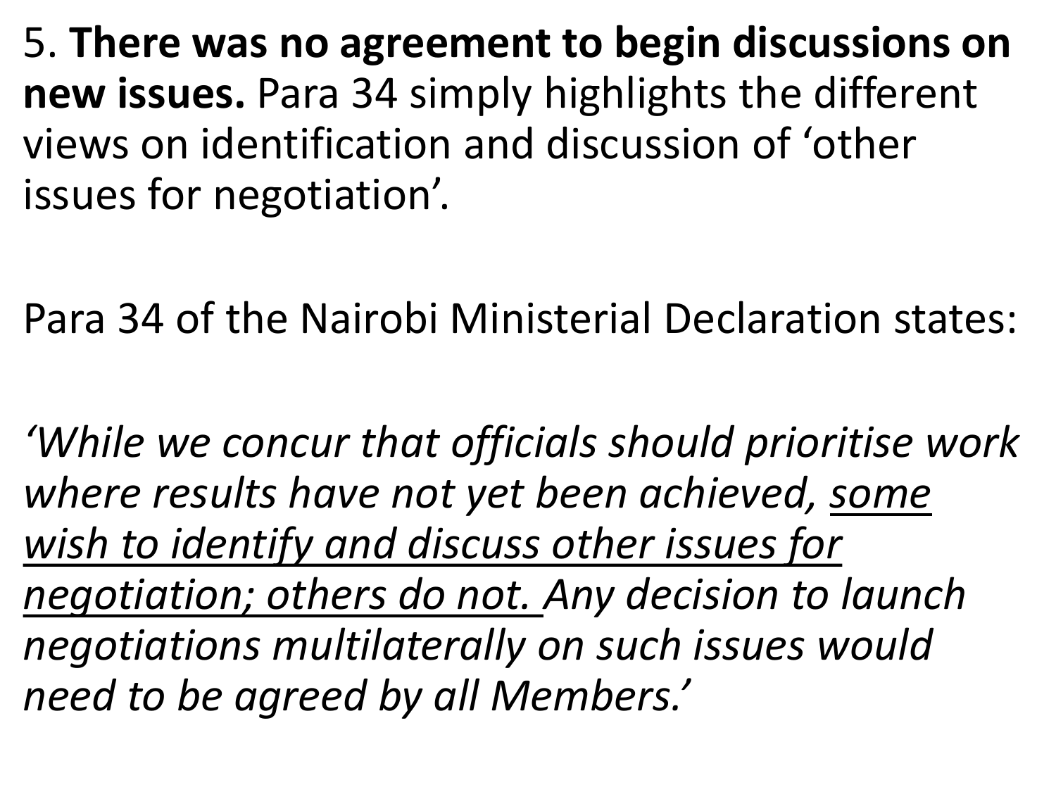5. **There was no agreement to begin discussions on new issues.** Para 34 simply highlights the different views on identification and discussion of 'other issues for negotiation'.

Para 34 of the Nairobi Ministerial Declaration states:

*'While we concur that officials should prioritise work where results have not yet been achieved, <u>some wish to identify and discuss other issues for negotiation; others do not.</u> Any decision to launch negotiations multilaterally on such issues would need to be agreed by all Members.'*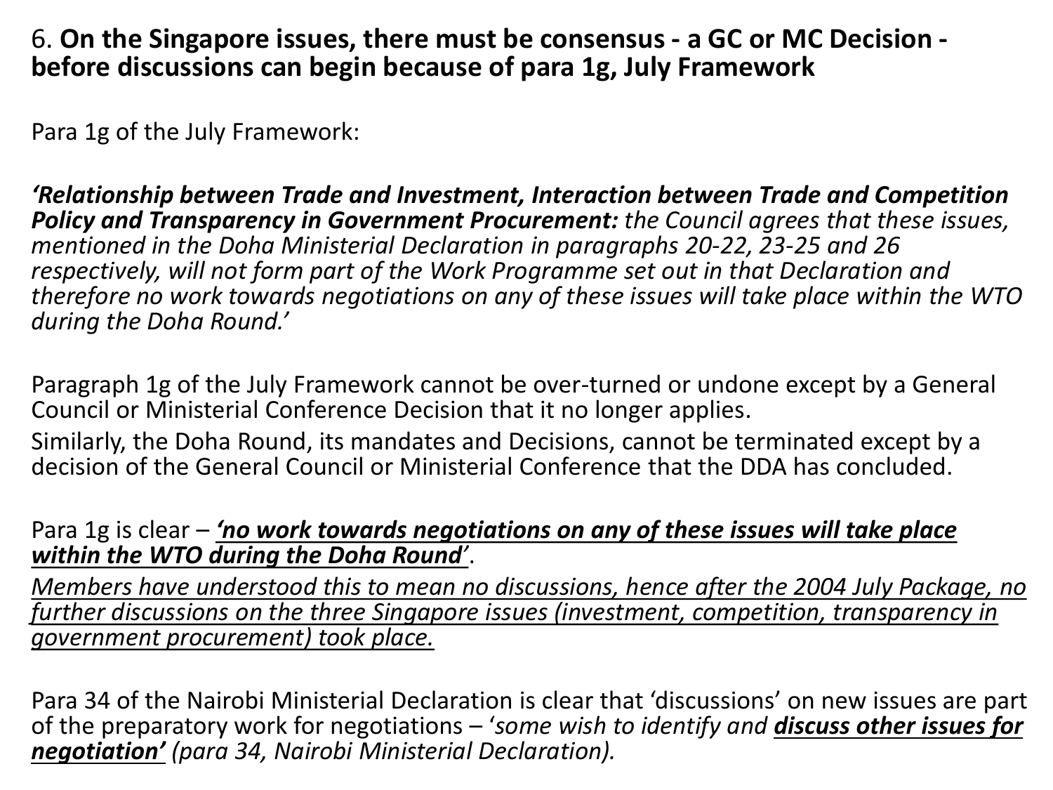6. **On the Singapore issues, there must be consensus - a GC or MC Decision - before discussions can begin because of para 1g, July Framework**

Para 1g of the July Framework:

***'Relationship between Trade and Investment, Interaction between Trade and Competition Policy and Transparency in Government Procurement:*** *the Council agrees that these issues, mentioned in the Doha Ministerial Declaration in paragraphs 20-22, 23-25 and 26 respectively, will not form part of the Work Programme set out in that Declaration and therefore no work towards negotiations on any of these issues will take place within the WTO during the Doha Round.'*

Paragraph 1g of the July Framework cannot be over-turned or undone except by a General Council or Ministerial Conference Decision that it no longer applies.

Similarly, the Doha Round, its mandates and Decisions, cannot be terminated except by a decision of the General Council or Ministerial Conference that the DDA has concluded.

Para 1g is clear – ***'no work towards negotiations on any of these issues will take place within the WTO during the Doha Round'***.

*Members have understood this to mean no discussions, hence after the 2004 July Package, no further discussions on the three Singapore issues (investment, competition, transparency in government procurement) took place.*

Para 34 of the Nairobi Ministerial Declaration is clear that 'discussions' on new issues are part of the preparatory work for negotiations – '*some wish to identify and* ***discuss other issues for negotiation'*** *(para 34, Nairobi Ministerial Declaration).*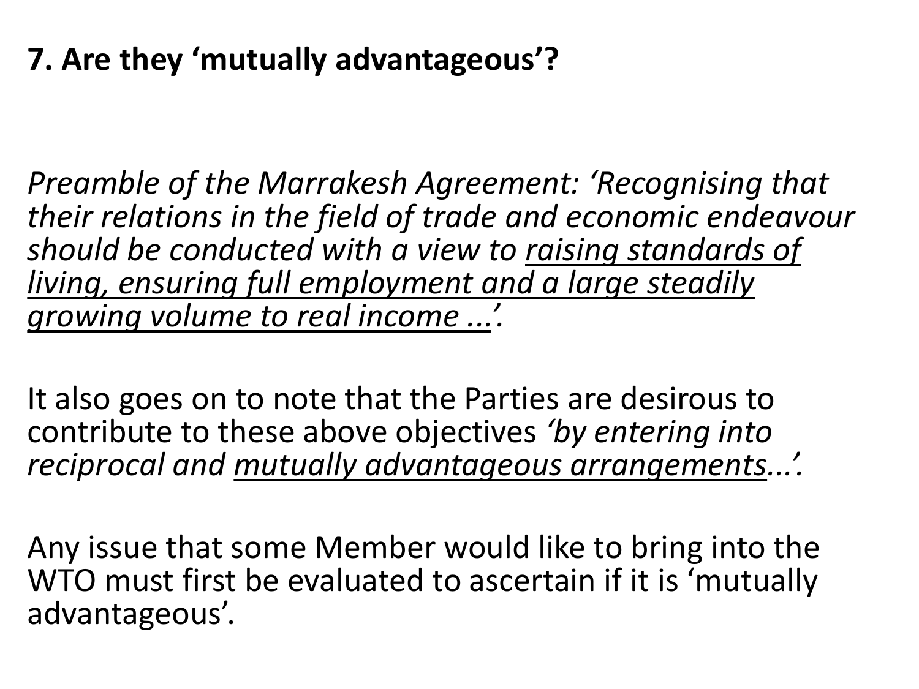**7. Are they 'mutually advantageous'?**

*Preamble of the Marrakesh Agreement: 'Recognising that their relations in the field of trade and economic endeavour should be conducted with a view to <u>raising standards of living, ensuring full employment and a large steadily growing volume to real income ...</u>'.*

It also goes on to note that the Parties are desirous to contribute to these above objectives *'by entering into reciprocal and <u>mutually advantageous arrangements</u>...'.*

Any issue that some Member would like to bring into the WTO must first be evaluated to ascertain if it is 'mutually advantageous'.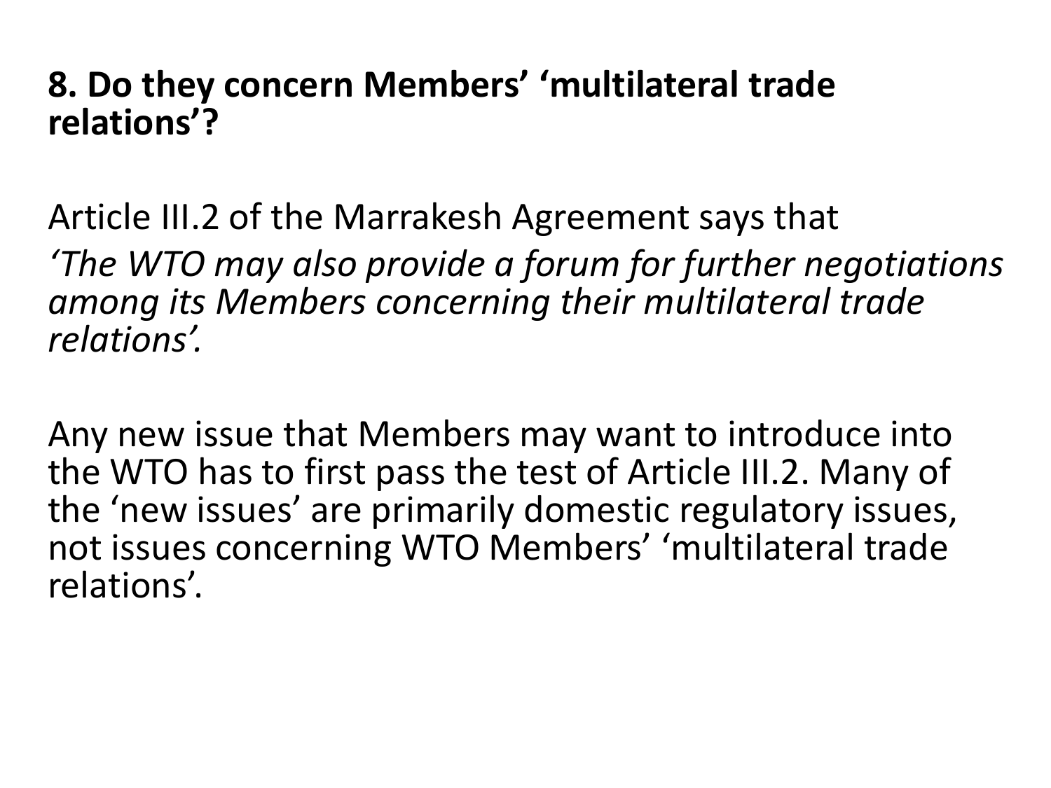**8. Do they concern Members' 'multilateral trade relations'?**

Article III.2 of the Marrakesh Agreement says that

*'The WTO may also provide a forum for further negotiations among its Members concerning their multilateral trade relations'.*

Any new issue that Members may want to introduce into the WTO has to first pass the test of Article III.2. Many of the 'new issues' are primarily domestic regulatory issues, not issues concerning WTO Members' 'multilateral trade relations'.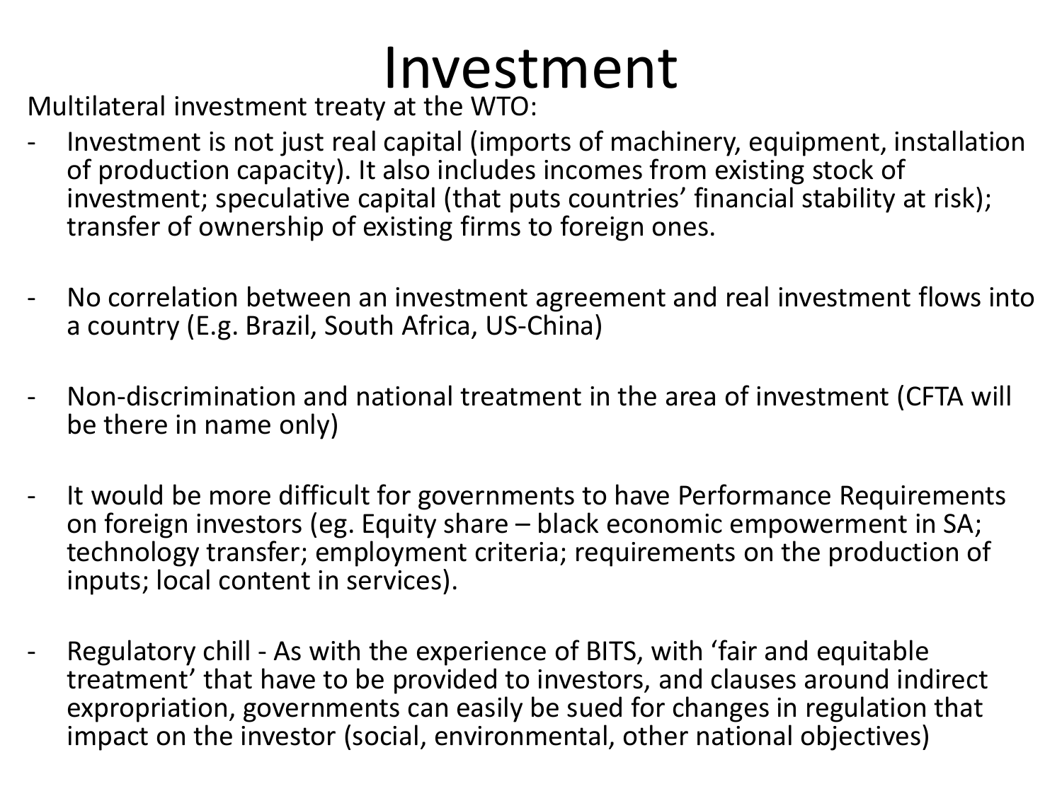# Investment

Multilateral investment treaty at the WTO:

- Investment is not just real capital (imports of machinery, equipment, installation of production capacity). It also includes incomes from existing stock of investment; speculative capital (that puts countries' financial stability at risk); transfer of ownership of existing firms to foreign ones.

- No correlation between an investment agreement and real investment flows into a country (E.g. Brazil, South Africa, US-China)

- Non-discrimination and national treatment in the area of investment (CFTA will be there in name only)

- It would be more difficult for governments to have Performance Requirements on foreign investors (eg. Equity share – black economic empowerment in SA; technology transfer; employment criteria; requirements on the production of inputs; local content in services).

- Regulatory chill - As with the experience of BITS, with 'fair and equitable treatment' that have to be provided to investors, and clauses around indirect expropriation, governments can easily be sued for changes in regulation that impact on the investor (social, environmental, other national objectives)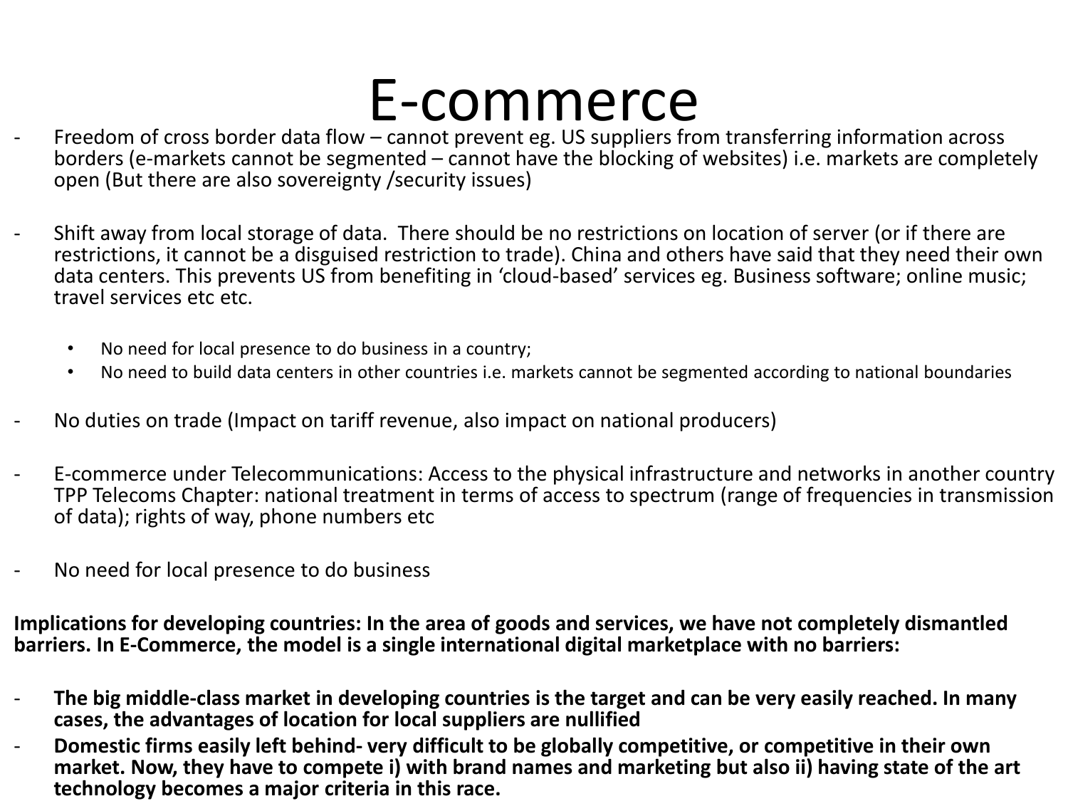# E-commerce

- Freedom of cross border data flow – cannot prevent eg. US suppliers from transferring information across borders (e-markets cannot be segmented – cannot have the blocking of websites) i.e. markets are completely open (But there are also sovereignty /security issues)

- Shift away from local storage of data. There should be no restrictions on location of server (or if there are restrictions, it cannot be a disguised restriction to trade). China and others have said that they need their own data centers. This prevents US from benefiting in 'cloud-based' services eg. Business software; online music; travel services etc etc.

    - No need for local presence to do business in a country;
    - No need to build data centers in other countries i.e. markets cannot be segmented according to national boundaries

- No duties on trade (Impact on tariff revenue, also impact on national producers)

- E-commerce under Telecommunications: Access to the physical infrastructure and networks in another country TPP Telecoms Chapter: national treatment in terms of access to spectrum (range of frequencies in transmission of data); rights of way, phone numbers etc

- No need for local presence to do business

**Implications for developing countries: In the area of goods and services, we have not completely dismantled barriers. In E-Commerce, the model is a single international digital marketplace with no barriers:**

- **The big middle-class market in developing countries is the target and can be very easily reached. In many cases, the advantages of location for local suppliers are nullified**
- **Domestic firms easily left behind- very difficult to be globally competitive, or competitive in their own market. Now, they have to compete i) with brand names and marketing but also ii) having state of the art technology becomes a major criteria in this race.**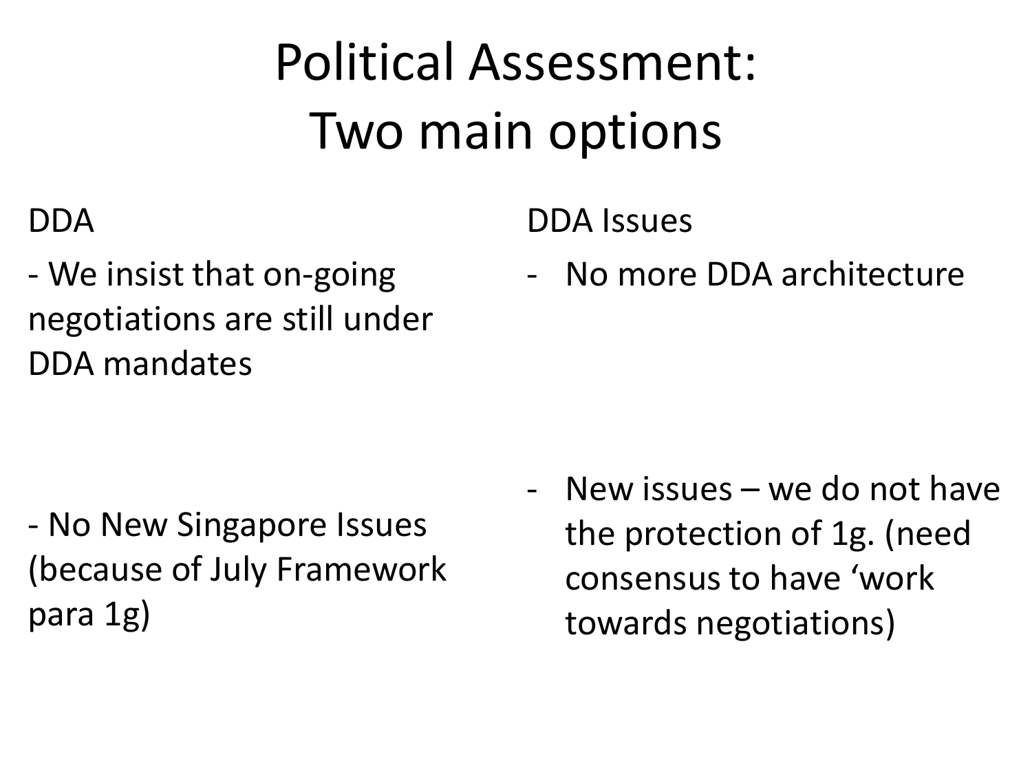# Political Assessment: Two main options

| DDA | DDA Issues |
| --- | --- |
| - We insist that on-going negotiations are still under DDA mandates | - No more DDA architecture |
| - No New Singapore Issues (because of July Framework para 1g) | - New issues – we do not have the protection of 1g. (need consensus to have 'work towards negotiations) |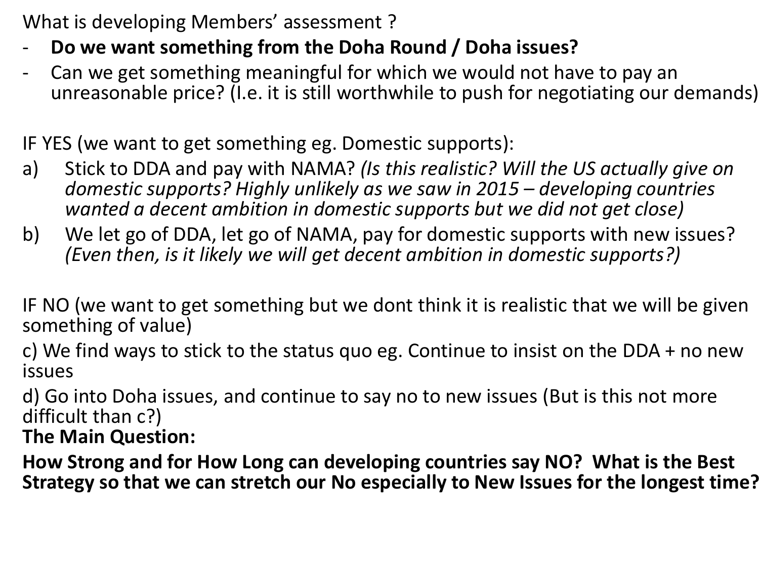What is developing Members' assessment ?

- **Do we want something from the Doha Round / Doha issues?**
- Can we get something meaningful for which we would not have to pay an unreasonable price? (I.e. it is still worthwhile to push for negotiating our demands)

IF YES (we want to get something eg. Domestic supports):

a) Stick to DDA and pay with NAMA? *(Is this realistic? Will the US actually give on domestic supports? Highly unlikely as we saw in 2015 – developing countries wanted a decent ambition in domestic supports but we did not get close)*

b) We let go of DDA, let go of NAMA, pay for domestic supports with new issues? *(Even then, is it likely we will get decent ambition in domestic supports?)*

IF NO (we want to get something but we dont think it is realistic that we will be given something of value)

c) We find ways to stick to the status quo eg. Continue to insist on the DDA + no new issues

d) Go into Doha issues, and continue to say no to new issues (But is this not more difficult than c?)

**The Main Question:**

**How Strong and for How Long can developing countries say NO? What is the Best Strategy so that we can stretch our No especially to New Issues for the longest time?**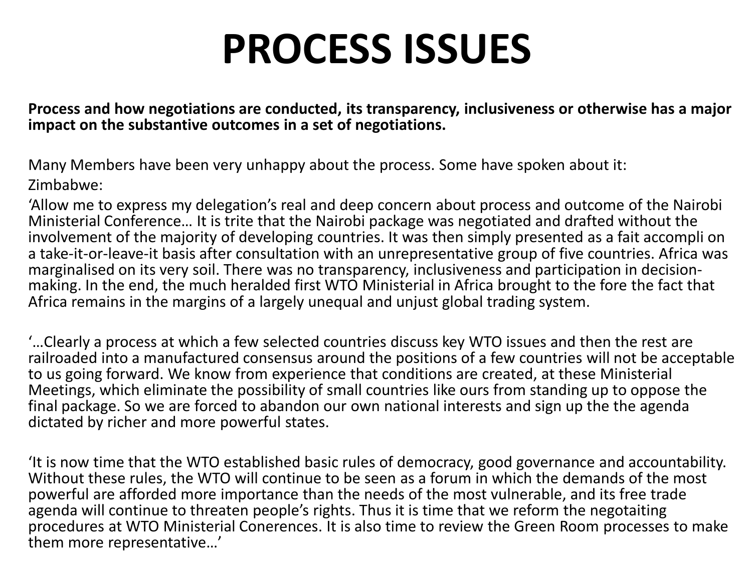# PROCESS ISSUES

**Process and how negotiations are conducted, its transparency, inclusiveness or otherwise has a major impact on the substantive outcomes in a set of negotiations.**

Many Members have been very unhappy about the process. Some have spoken about it:

Zimbabwe:

'Allow me to express my delegation's real and deep concern about process and outcome of the Nairobi Ministerial Conference… It is trite that the Nairobi package was negotiated and drafted without the involvement of the majority of developing countries. It was then simply presented as a fait accompli on a take-it-or-leave-it basis after consultation with an unrepresentative group of five countries. Africa was marginalised on its very soil. There was no transparency, inclusiveness and participation in decision-making. In the end, the much heralded first WTO Ministerial in Africa brought to the fore the fact that Africa remains in the margins of a largely unequal and unjust global trading system.

'…Clearly a process at which a few selected countries discuss key WTO issues and then the rest are railroaded into a manufactured consensus around the positions of a few countries will not be acceptable to us going forward. We know from experience that conditions are created, at these Ministerial Meetings, which eliminate the possibility of small countries like ours from standing up to oppose the final package. So we are forced to abandon our own national interests and sign up the the agenda dictated by richer and more powerful states.

'It is now time that the WTO established basic rules of democracy, good governance and accountability. Without these rules, the WTO will continue to be seen as a forum in which the demands of the most powerful are afforded more importance than the needs of the most vulnerable, and its free trade agenda will continue to threaten people's rights. Thus it is time that we reform the negotaiting procedures at WTO Ministerial Conerences. It is also time to review the Green Room processes to make them more representative…'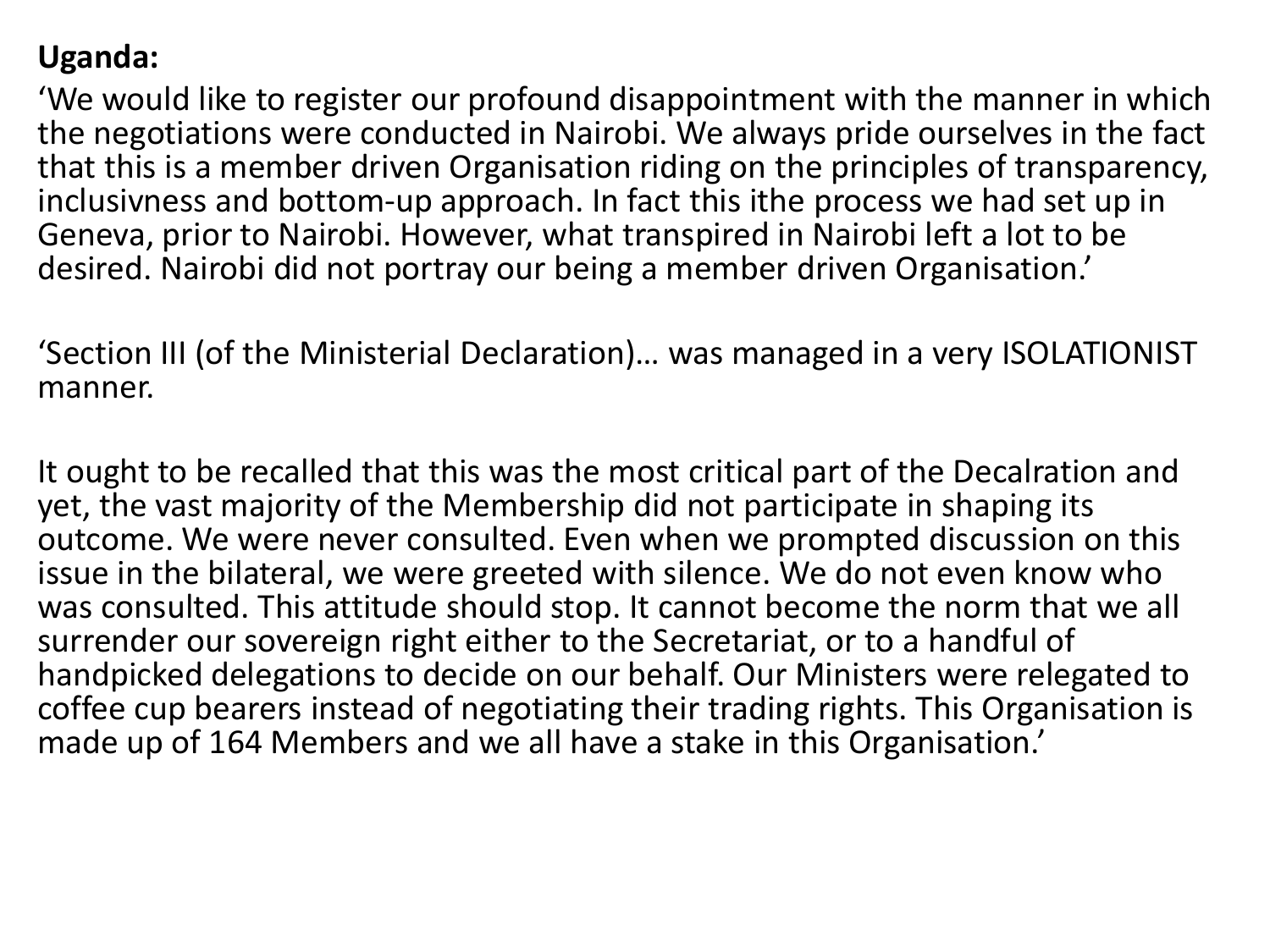**Uganda:**

‘We would like to register our profound disappointment with the manner in which the negotiations were conducted in Nairobi. We always pride ourselves in the fact that this is a member driven Organisation riding on the principles of transparency, inclusivness and bottom-up approach. In fact this ithe process we had set up in Geneva, prior to Nairobi. However, what transpired in Nairobi left a lot to be desired. Nairobi did not portray our being a member driven Organisation.’

‘Section III (of the Ministerial Declaration)… was managed in a very ISOLATIONIST manner.

It ought to be recalled that this was the most critical part of the Decalration and yet, the vast majority of the Membership did not participate in shaping its outcome. We were never consulted. Even when we prompted discussion on this issue in the bilateral, we were greeted with silence. We do not even know who was consulted. This attitude should stop. It cannot become the norm that we all surrender our sovereign right either to the Secretariat, or to a handful of handpicked delegations to decide on our behalf. Our Ministers were relegated to coffee cup bearers instead of negotiating their trading rights. This Organisation is made up of 164 Members and we all have a stake in this Organisation.’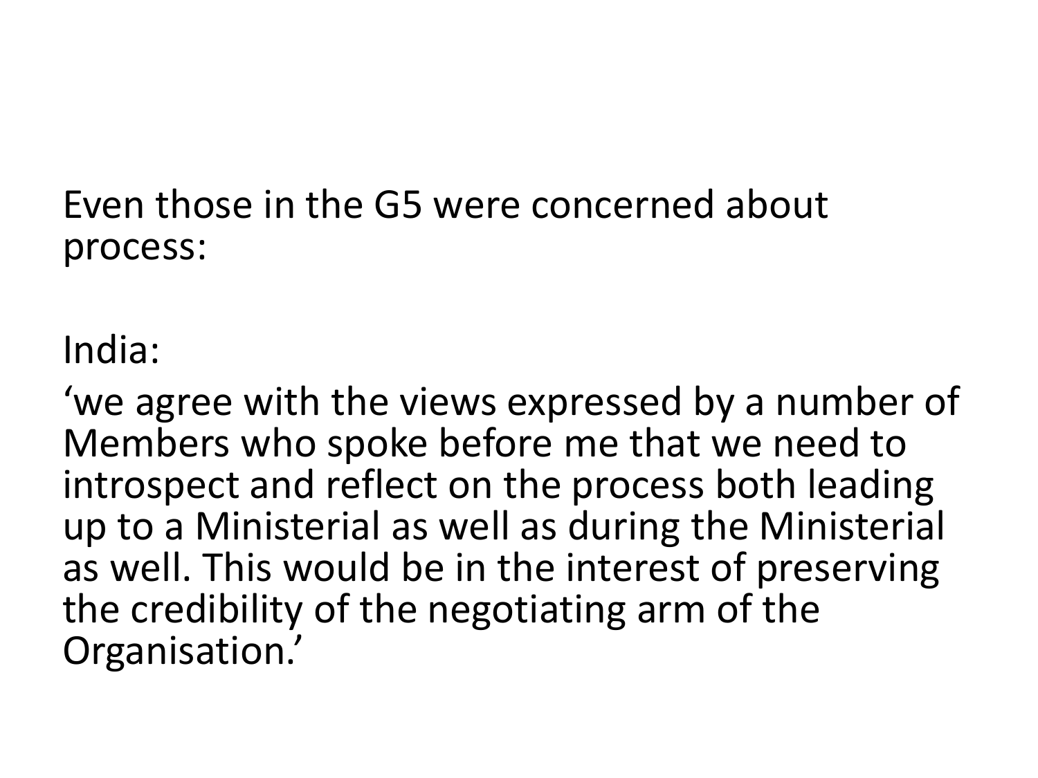Even those in the G5 were concerned about process:

India:

'we agree with the views expressed by a number of Members who spoke before me that we need to introspect and reflect on the process both leading up to a Ministerial as well as during the Ministerial as well. This would be in the interest of preserving the credibility of the negotiating arm of the Organisation.'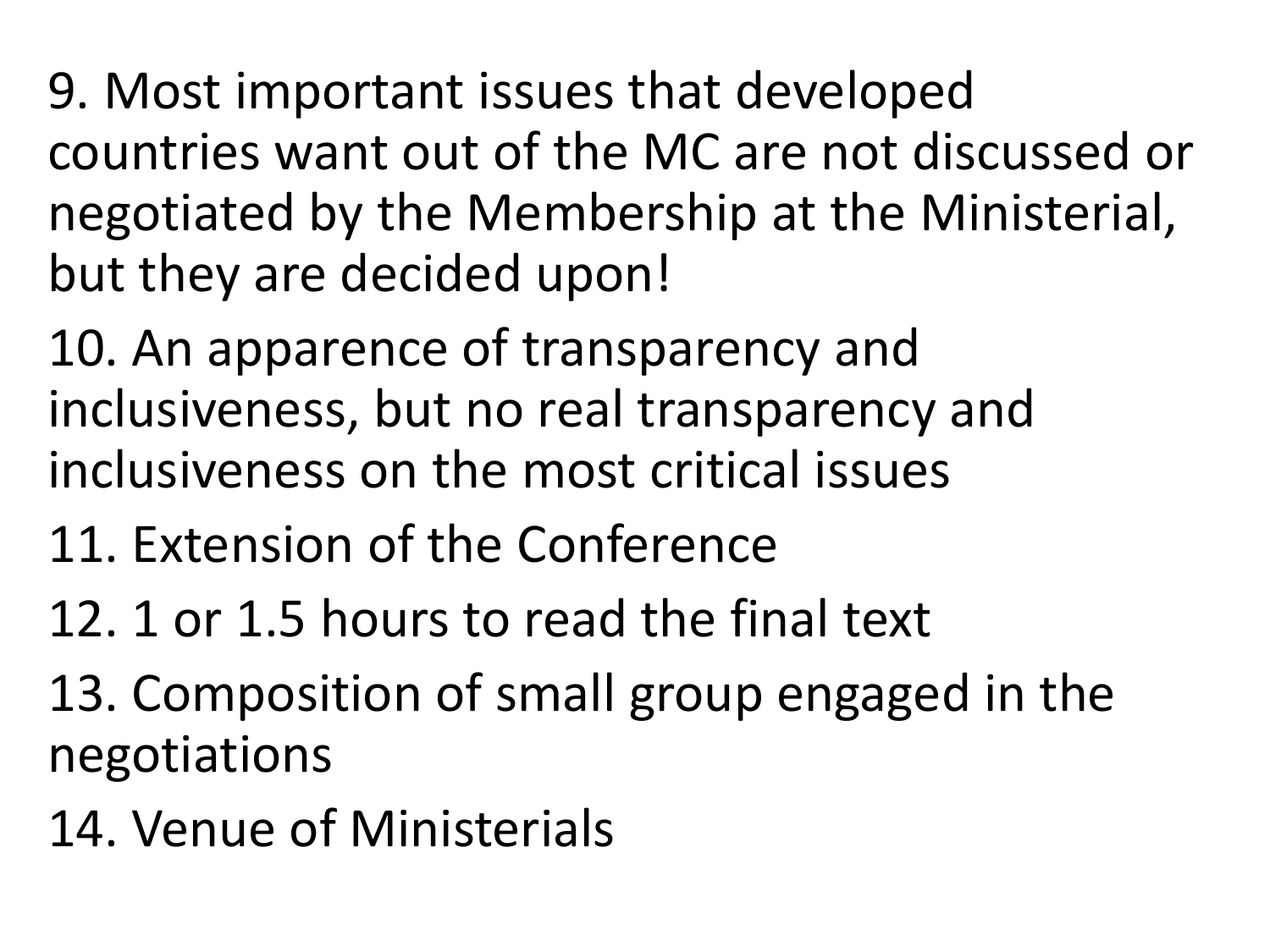9. Most important issues that developed countries want out of the MC are not discussed or negotiated by the Membership at the Ministerial, but they are decided upon!
10. An apparence of transparency and inclusiveness, but no real transparency and inclusiveness on the most critical issues
11. Extension of the Conference
12. 1 or 1.5 hours to read the final text
13. Composition of small group engaged in the negotiations
14. Venue of Ministerials